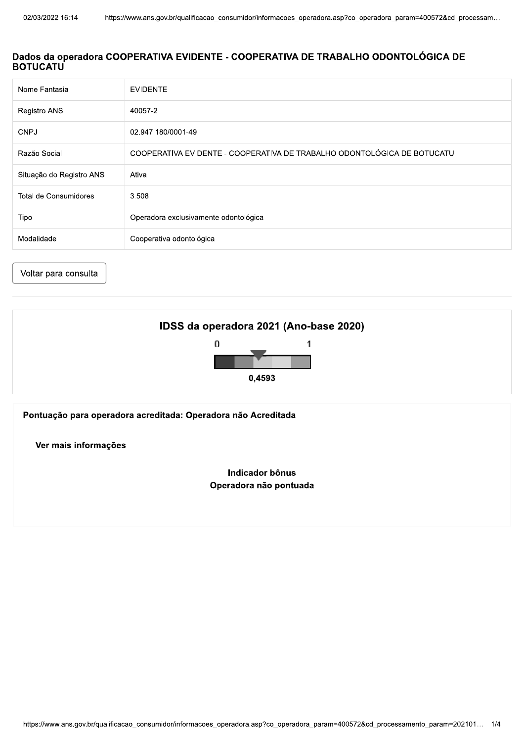## Dados da operadora COOPERATIVA EVIDENTE - COOPERATIVA DE TRABALHO ODONTOLÓGICA DE BOTUCATU

| | |
|---|---|
| Nome Fantasia | EVIDENTE |
| Registro ANS | 40057-2 |
| CNPJ | 02.947.180/0001-49 |
| Razão Social | COOPERATIVA EVIDENTE - COOPERATIVA DE TRABALHO ODONTOLÓGICA DE BOTUCATU |
| Situação do Registro ANS | Ativa |
| Total de Consumidores | 3.508 |
| Tipo | Operadora exclusivamente odontológica |
| Modalidade | Cooperativa odontológica |

Voltar para consulta

### IDSS da operadora 2021 (Ano-base 2020)

0 1

**0,4593**

**Pontuação para operadora acreditada: Operadora não Acreditada**

**Ver mais informações**

**Indicador bônus**
**Operadora não pontuada**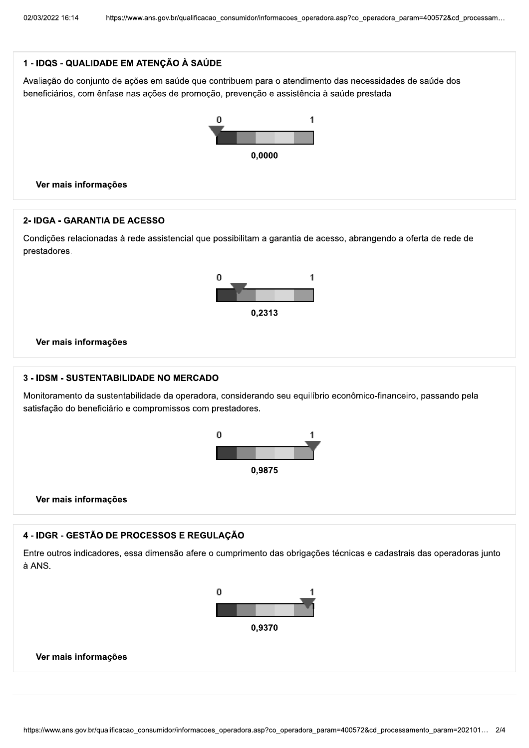### 1 - IDQS - QUALIDADE EM ATENÇÃO À SAÚDE

Avaliação do conjunto de ações em saúde que contribuem para o atendimento das necessidades de saúde dos beneficiários, com ênfase nas ações de promoção, prevenção e assistência à saúde prestada.

0 1

**0,0000**

**Ver mais informações**

### 2- IDGA - GARANTIA DE ACESSO

Condições relacionadas à rede assistencial que possibilitam a garantia de acesso, abrangendo a oferta de rede de prestadores.

0 1

**0,2313**

**Ver mais informações**

### 3 - IDSM - SUSTENTABILIDADE NO MERCADO

Monitoramento da sustentabilidade da operadora, considerando seu equilíbrio econômico-financeiro, passando pela satisfação do beneficiário e compromissos com prestadores.

0 1

**0,9875**

**Ver mais informações**

### 4 - IDGR - GESTÃO DE PROCESSOS E REGULAÇÃO

Entre outros indicadores, essa dimensão afere o cumprimento das obrigações técnicas e cadastrais das operadoras junto à ANS.

0 1

**0,9370**

**Ver mais informações**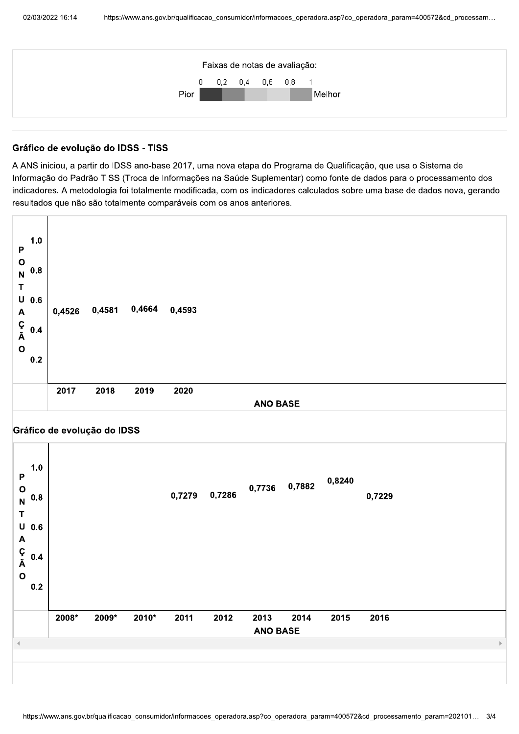Faixas de notas de avaliação:

| | 0 | 0,2 | 0,4 | 0,6 | 0,8 | 1 | |
|---|---|---|---|---|---|---|---|
| Pior | | | | | | | Melhor |

## Gráfico de evolução do IDSS - TISS

A ANS iniciou, a partir do IDSS ano-base 2017, uma nova etapa do Programa de Qualificação, que usa o Sistema de Informação do Padrão TISS (Troca de Informações na Saúde Suplementar) como fonte de dados para o processamento dos indicadores. A metodologia foi totalmente modificada, com os indicadores calculados sobre uma base de dados nova, gerando resultados que não são totalmente comparáveis com os anos anteriores.

| ANO BASE | 2017 | 2018 | 2019 | 2020 |
|---|---|---|---|---|
| PONTUAÇÃO | 0,4526 | 0,4581 | 0,4664 | 0,4593 |

## Gráfico de evolução do IDSS

| ANO BASE | 2008* | 2009* | 2010* | 2011 | 2012 | 2013 | 2014 | 2015 | 2016 |
|---|---|---|---|---|---|---|---|---|---|
| PONTUAÇÃO | | | | 0,7279 | 0,7286 | 0,7736 | 0,7882 | 0,8240 | 0,7229 |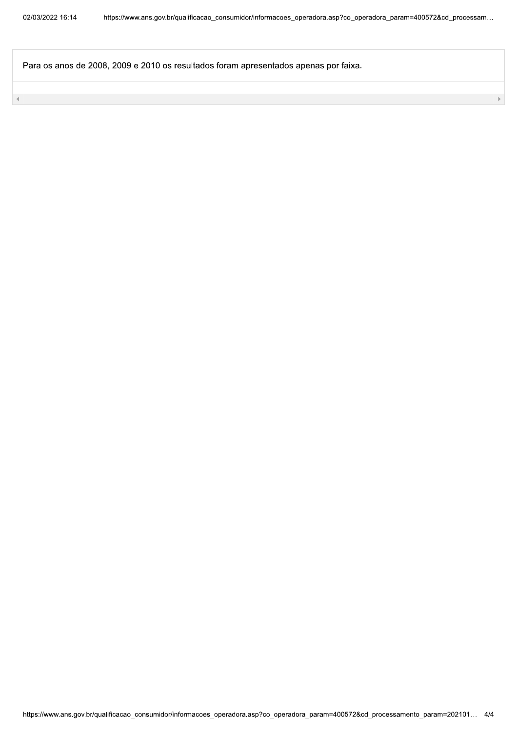Para os anos de 2008, 2009 e 2010 os resultados foram apresentados apenas por faixa.